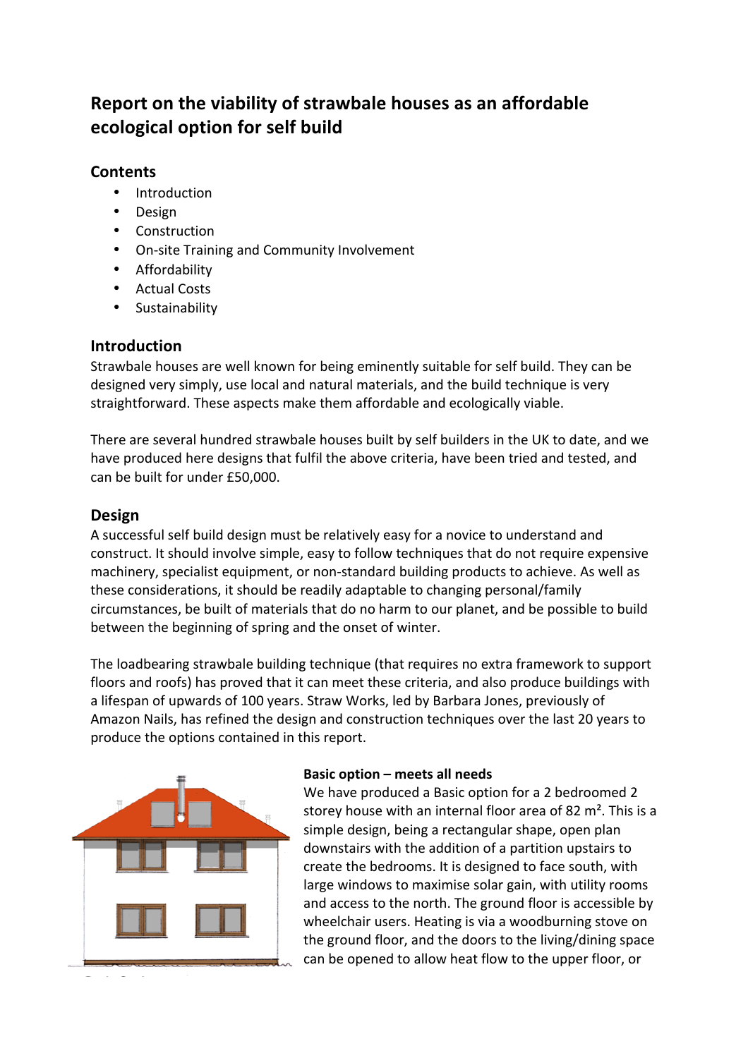# Report on the viability of strawbale houses as an affordable ecological option for self build

## Contents

- Introduction
- Design
- Construction
- On-site Training and Community Involvement
- Affordability
- Actual Costs
- Sustainability

## Introduction

Strawbale houses are well known for being eminently suitable for self build. They can be designed very simply, use local and natural materials, and the build technique is very straightforward. These aspects make them affordable and ecologically viable.

There are several hundred strawbale houses built by self builders in the UK to date, and we have produced here designs that fulfil the above criteria, have been tried and tested, and can be built for under £50,000.

## Design

A successful self build design must be relatively easy for a novice to understand and construct. It should involve simple, easy to follow techniques that do not require expensive machinery, specialist equipment, or non-standard building products to achieve. As well as these considerations, it should be readily adaptable to changing personal/family circumstances, be built of materials that do no harm to our planet, and be possible to build between the beginning of spring and the onset of winter.

The loadbearing strawbale building technique (that requires no extra framework to support floors and roofs) has proved that it can meet these criteria, and also produce buildings with a lifespan of upwards of 100 years. Straw Works, led by Barbara Jones, previously of Amazon Nails, has refined the design and construction techniques over the last 20 years to produce the options contained in this report.

**Basic option – meets all needs**

We have produced a Basic option for a 2 bedroomed 2 storey house with an internal floor area of 82 m². This is a simple design, being a rectangular shape, open plan downstairs with the addition of a partition upstairs to create the bedrooms. It is designed to face south, with large windows to maximise solar gain, with utility rooms and access to the north. The ground floor is accessible by wheelchair users. Heating is via a woodburning stove on the ground floor, and the doors to the living/dining space can be opened to allow heat flow to the upper floor, or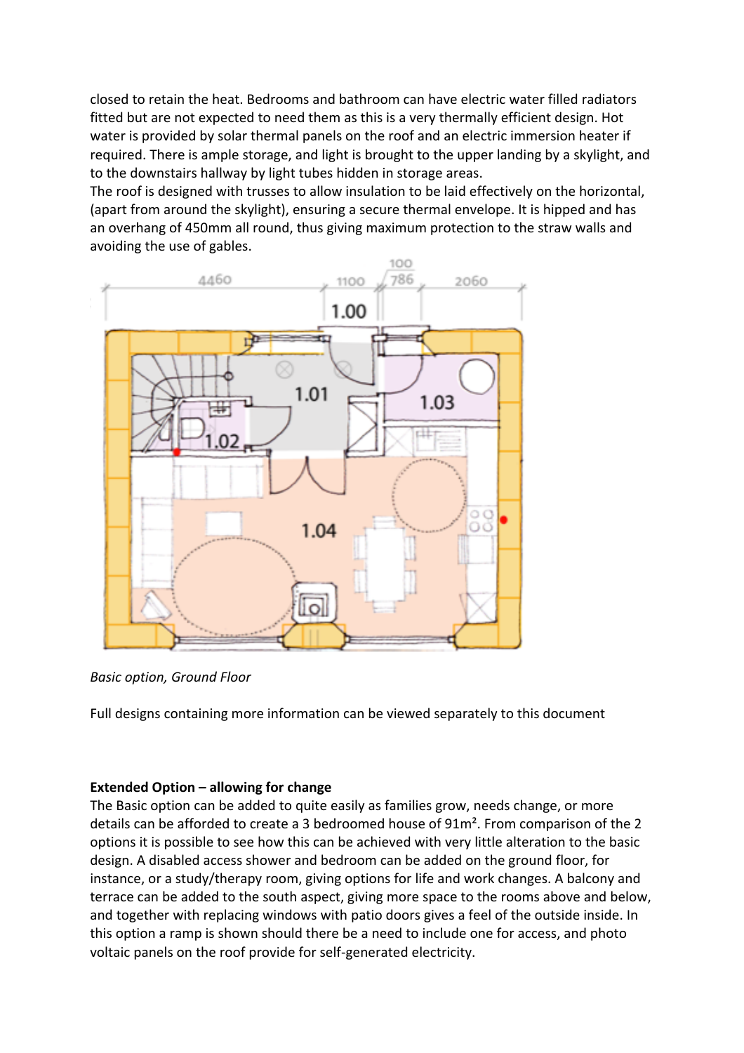closed to retain the heat. Bedrooms and bathroom can have electric water filled radiators fitted but are not expected to need them as this is a very thermally efficient design. Hot water is provided by solar thermal panels on the roof and an electric immersion heater if required. There is ample storage, and light is brought to the upper landing by a skylight, and to the downstairs hallway by light tubes hidden in storage areas.

The roof is designed with trusses to allow insulation to be laid effectively on the horizontal, (apart from around the skylight), ensuring a secure thermal envelope. It is hipped and has an overhang of 450mm all round, thus giving maximum protection to the straw walls and avoiding the use of gables.

*Basic option, Ground Floor*

Full designs containing more information can be viewed separately to this document

**Extended Option – allowing for change**

The Basic option can be added to quite easily as families grow, needs change, or more details can be afforded to create a 3 bedroomed house of 91m². From comparison of the 2 options it is possible to see how this can be achieved with very little alteration to the basic design. A disabled access shower and bedroom can be added on the ground floor, for instance, or a study/therapy room, giving options for life and work changes. A balcony and terrace can be added to the south aspect, giving more space to the rooms above and below, and together with replacing windows with patio doors gives a feel of the outside inside. In this option a ramp is shown should there be a need to include one for access, and photo voltaic panels on the roof provide for self-generated electricity.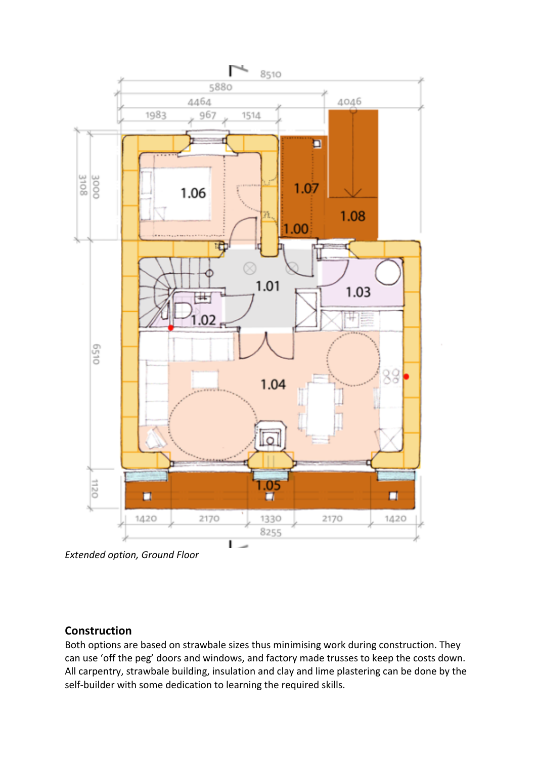*Extended option, Ground Floor*

## Construction

Both options are based on strawbale sizes thus minimising work during construction. They can use 'off the peg' doors and windows, and factory made trusses to keep the costs down. All carpentry, strawbale building, insulation and clay and lime plastering can be done by the self-builder with some dedication to learning the required skills.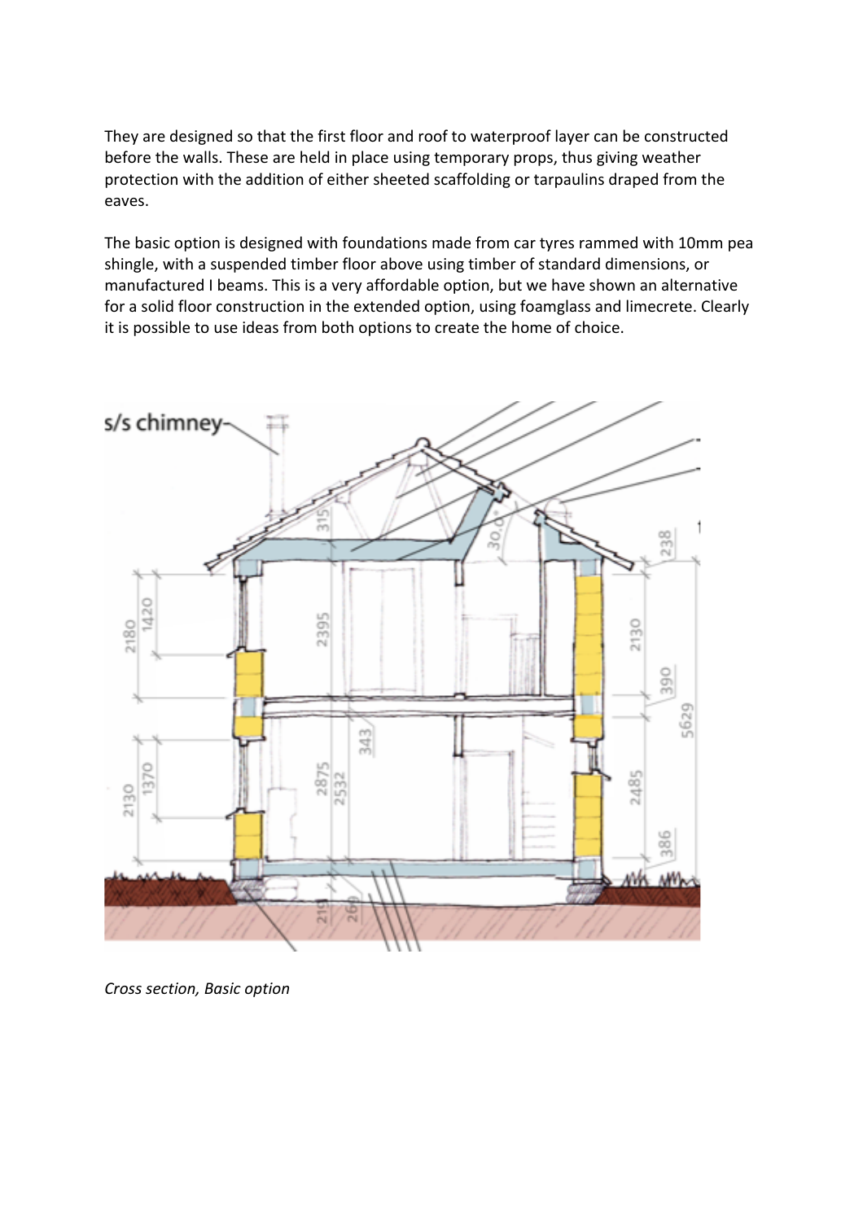They are designed so that the first floor and roof to waterproof layer can be constructed before the walls. These are held in place using temporary props, thus giving weather protection with the addition of either sheeted scaffolding or tarpaulins draped from the eaves.

The basic option is designed with foundations made from car tyres rammed with 10mm pea shingle, with a suspended timber floor above using timber of standard dimensions, or manufactured I beams. This is a very affordable option, but we have shown an alternative for a solid floor construction in the extended option, using foamglass and limecrete. Clearly it is possible to use ideas from both options to create the home of choice.

*Cross section, Basic option*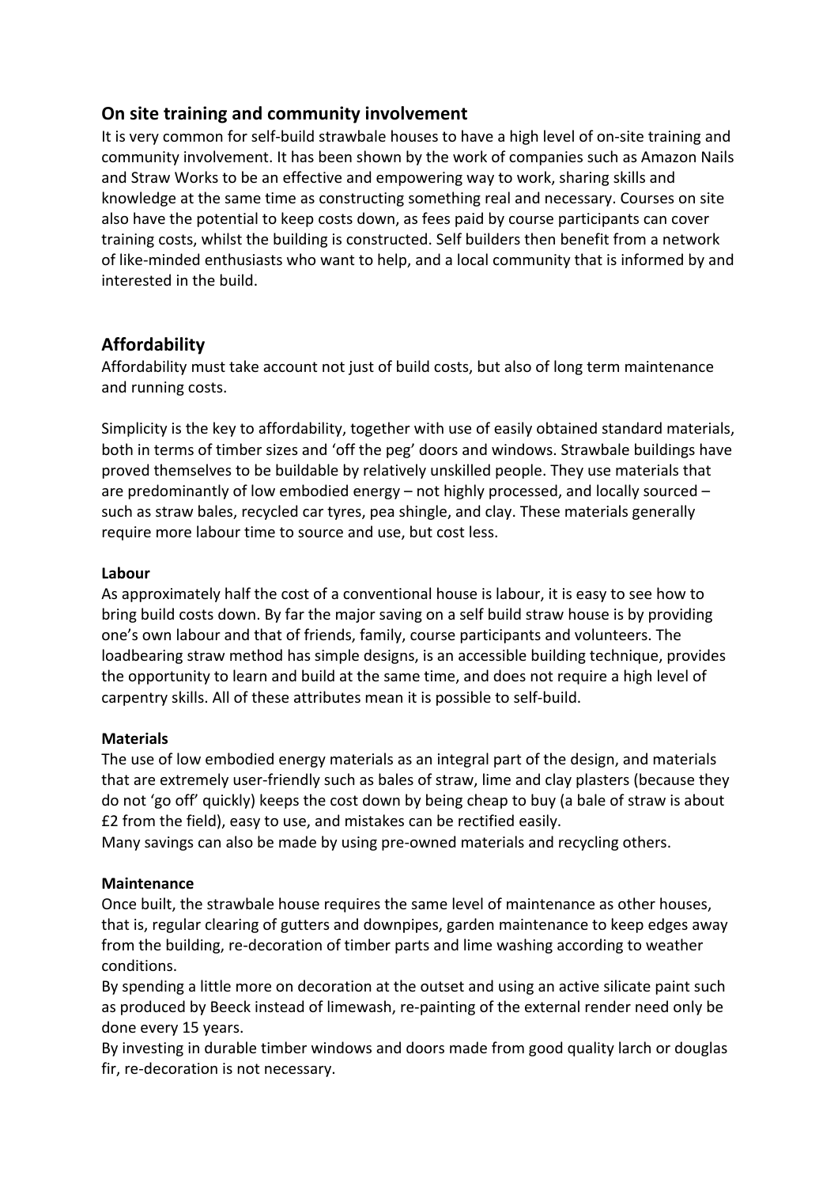## On site training and community involvement

It is very common for self-build strawbale houses to have a high level of on-site training and community involvement. It has been shown by the work of companies such as Amazon Nails and Straw Works to be an effective and empowering way to work, sharing skills and knowledge at the same time as constructing something real and necessary. Courses on site also have the potential to keep costs down, as fees paid by course participants can cover training costs, whilst the building is constructed. Self builders then benefit from a network of like-minded enthusiasts who want to help, and a local community that is informed by and interested in the build.

## Affordability

Affordability must take account not just of build costs, but also of long term maintenance and running costs.

Simplicity is the key to affordability, together with use of easily obtained standard materials, both in terms of timber sizes and 'off the peg' doors and windows. Strawbale buildings have proved themselves to be buildable by relatively unskilled people. They use materials that are predominantly of low embodied energy – not highly processed, and locally sourced – such as straw bales, recycled car tyres, pea shingle, and clay. These materials generally require more labour time to source and use, but cost less.

**Labour**

As approximately half the cost of a conventional house is labour, it is easy to see how to bring build costs down. By far the major saving on a self build straw house is by providing one's own labour and that of friends, family, course participants and volunteers. The loadbearing straw method has simple designs, is an accessible building technique, provides the opportunity to learn and build at the same time, and does not require a high level of carpentry skills. All of these attributes mean it is possible to self-build.

**Materials**

The use of low embodied energy materials as an integral part of the design, and materials that are extremely user-friendly such as bales of straw, lime and clay plasters (because they do not 'go off' quickly) keeps the cost down by being cheap to buy (a bale of straw is about £2 from the field), easy to use, and mistakes can be rectified easily.
Many savings can also be made by using pre-owned materials and recycling others.

**Maintenance**

Once built, the strawbale house requires the same level of maintenance as other houses, that is, regular clearing of gutters and downpipes, garden maintenance to keep edges away from the building, re-decoration of timber parts and lime washing according to weather conditions.
By spending a little more on decoration at the outset and using an active silicate paint such as produced by Beeck instead of limewash, re-painting of the external render need only be done every 15 years.
By investing in durable timber windows and doors made from good quality larch or douglas fir, re-decoration is not necessary.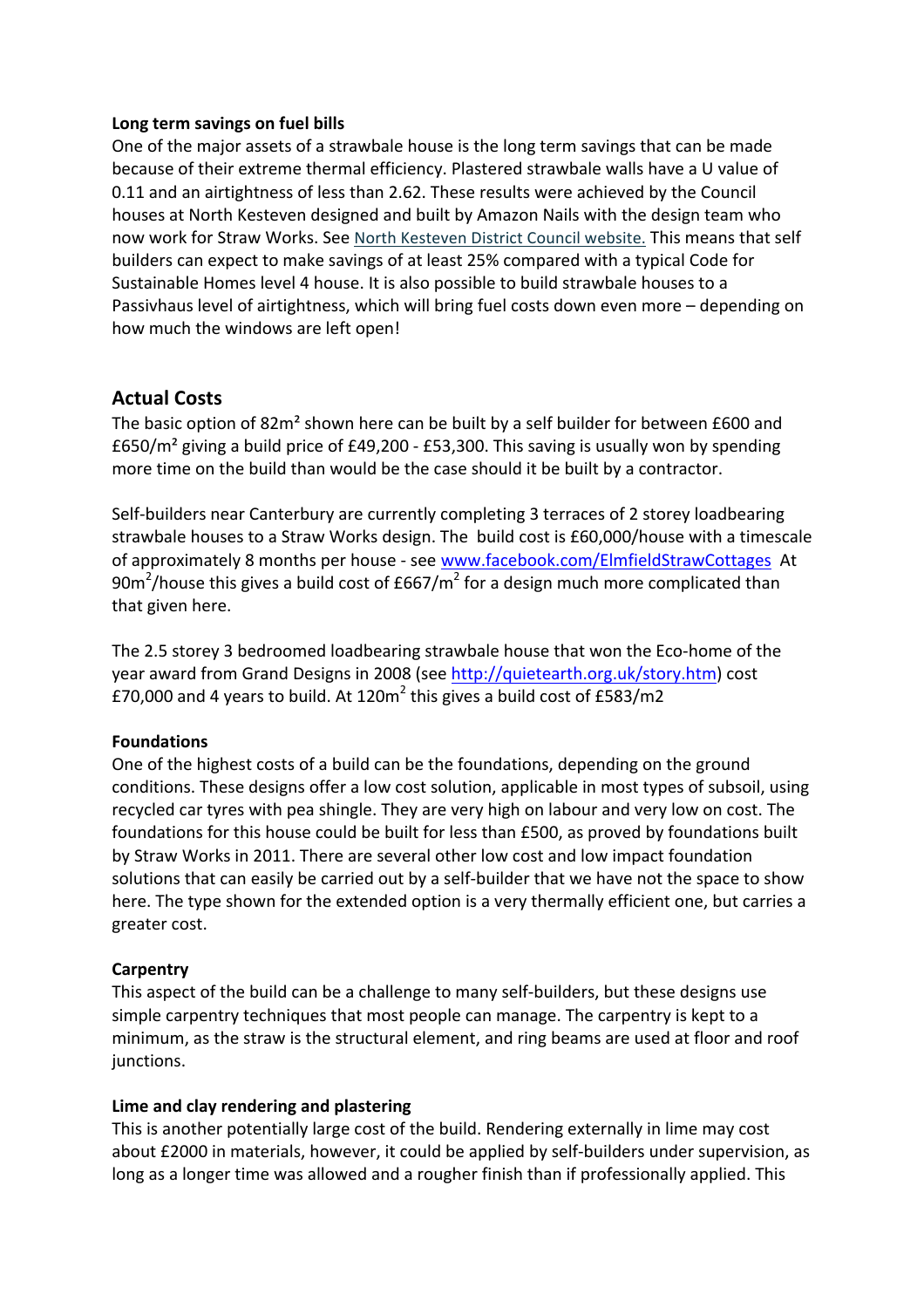**Long term savings on fuel bills**

One of the major assets of a strawbale house is the long term savings that can be made because of their extreme thermal efficiency. Plastered strawbale walls have a U value of 0.11 and an airtightness of less than 2.62. These results were achieved by the Council houses at North Kesteven designed and built by Amazon Nails with the design team who now work for Straw Works. See North Kesteven District Council website. This means that self builders can expect to make savings of at least 25% compared with a typical Code for Sustainable Homes level 4 house. It is also possible to build strawbale houses to a Passivhaus level of airtightness, which will bring fuel costs down even more – depending on how much the windows are left open!

## Actual Costs

The basic option of 82m² shown here can be built by a self builder for between £600 and £650/m² giving a build price of £49,200 - £53,300. This saving is usually won by spending more time on the build than would be the case should it be built by a contractor.

Self-builders near Canterbury are currently completing 3 terraces of 2 storey loadbearing strawbale houses to a Straw Works design. The build cost is £60,000/house with a timescale of approximately 8 months per house - see www.facebook.com/ElmfieldStrawCottages At 90$m^2$/house this gives a build cost of £667/$m^2$ for a design much more complicated than that given here.

The 2.5 storey 3 bedroomed loadbearing strawbale house that won the Eco-home of the year award from Grand Designs in 2008 (see http://quietearth.org.uk/story.htm) cost £70,000 and 4 years to build. At 120$m^2$ this gives a build cost of £583/m2

**Foundations**

One of the highest costs of a build can be the foundations, depending on the ground conditions. These designs offer a low cost solution, applicable in most types of subsoil, using recycled car tyres with pea shingle. They are very high on labour and very low on cost. The foundations for this house could be built for less than £500, as proved by foundations built by Straw Works in 2011. There are several other low cost and low impact foundation solutions that can easily be carried out by a self-builder that we have not the space to show here. The type shown for the extended option is a very thermally efficient one, but carries a greater cost.

**Carpentry**

This aspect of the build can be a challenge to many self-builders, but these designs use simple carpentry techniques that most people can manage. The carpentry is kept to a minimum, as the straw is the structural element, and ring beams are used at floor and roof junctions.

**Lime and clay rendering and plastering**

This is another potentially large cost of the build. Rendering externally in lime may cost about £2000 in materials, however, it could be applied by self-builders under supervision, as long as a longer time was allowed and a rougher finish than if professionally applied. This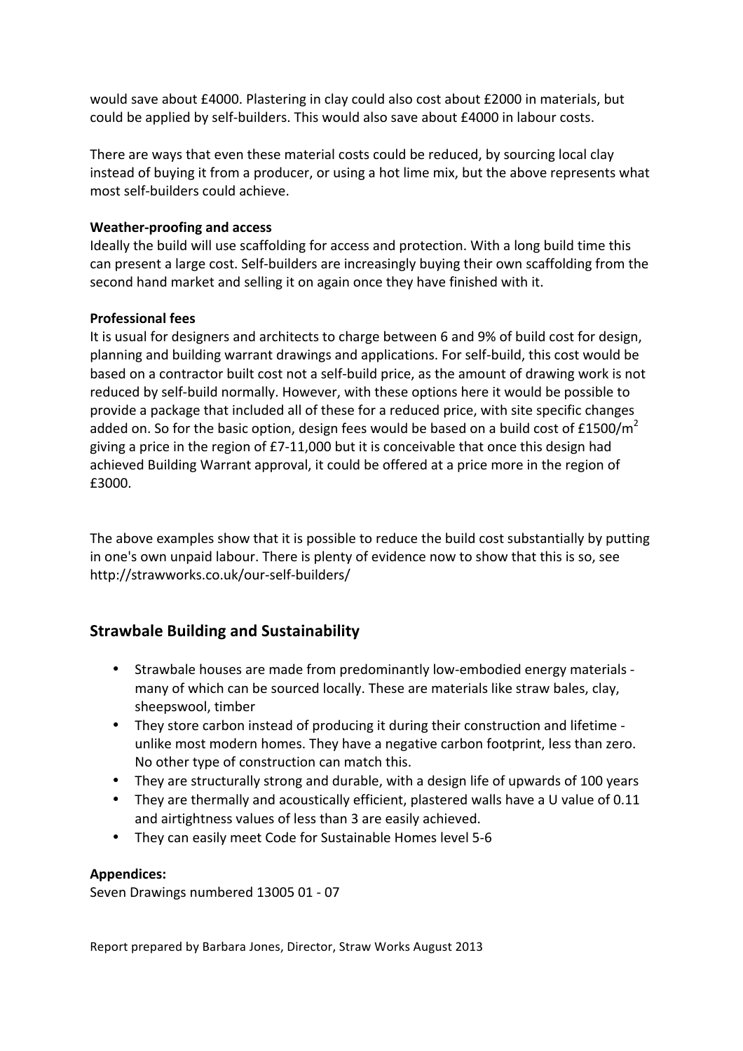would save about £4000. Plastering in clay could also cost about £2000 in materials, but could be applied by self-builders. This would also save about £4000 in labour costs.

There are ways that even these material costs could be reduced, by sourcing local clay instead of buying it from a producer, or using a hot lime mix, but the above represents what most self-builders could achieve.

**Weather-proofing and access**
Ideally the build will use scaffolding for access and protection. With a long build time this can present a large cost. Self-builders are increasingly buying their own scaffolding from the second hand market and selling it on again once they have finished with it.

**Professional fees**
It is usual for designers and architects to charge between 6 and 9% of build cost for design, planning and building warrant drawings and applications. For self-build, this cost would be based on a contractor built cost not a self-build price, as the amount of drawing work is not reduced by self-build normally. However, with these options here it would be possible to provide a package that included all of these for a reduced price, with site specific changes added on. So for the basic option, design fees would be based on a build cost of £1500/m$^2$ giving a price in the region of £7-11,000 but it is conceivable that once this design had achieved Building Warrant approval, it could be offered at a price more in the region of £3000.

The above examples show that it is possible to reduce the build cost substantially by putting in one's own unpaid labour. There is plenty of evidence now to show that this is so, see http://strawworks.co.uk/our-self-builders/

## Strawbale Building and Sustainability

- Strawbale houses are made from predominantly low-embodied energy materials - many of which can be sourced locally. These are materials like straw bales, clay, sheepswool, timber
- They store carbon instead of producing it during their construction and lifetime - unlike most modern homes. They have a negative carbon footprint, less than zero. No other type of construction can match this.
- They are structurally strong and durable, with a design life of upwards of 100 years
- They are thermally and acoustically efficient, plastered walls have a U value of 0.11 and airtightness values of less than 3 are easily achieved.
- They can easily meet Code for Sustainable Homes level 5-6

**Appendices:**
Seven Drawings numbered 13005 01 - 07

Report prepared by Barbara Jones, Director, Straw Works August 2013